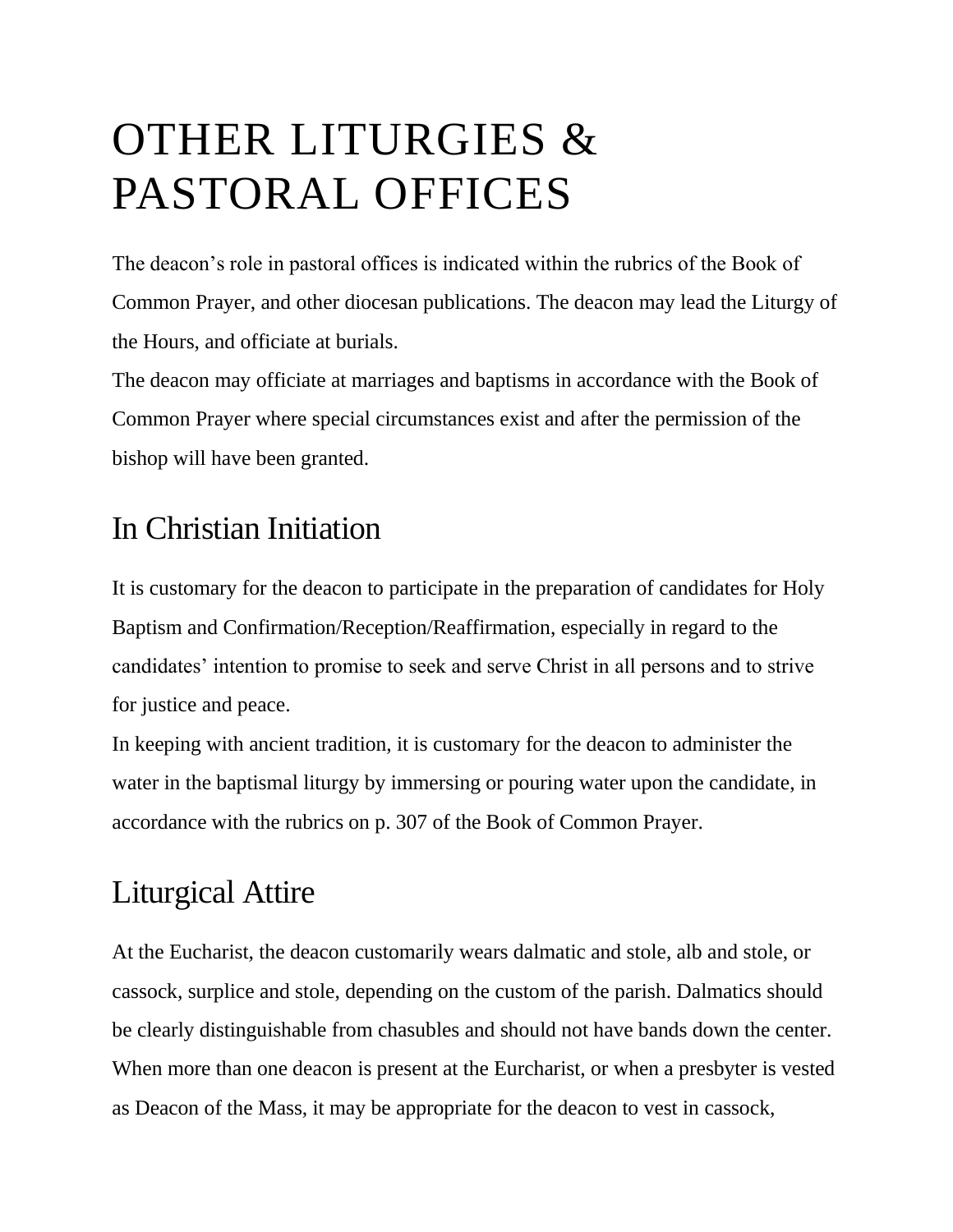# OTHER LITURGIES & PASTORAL OFFICES

The deacon's role in pastoral offices is indicated within the rubrics of the Book of Common Prayer, and other diocesan publications. The deacon may lead the Liturgy of the Hours, and officiate at burials.

The deacon may officiate at marriages and baptisms in accordance with the Book of Common Prayer where special circumstances exist and after the permission of the bishop will have been granted.

## In Christian Initiation

It is customary for the deacon to participate in the preparation of candidates for Holy Baptism and Confirmation/Reception/Reaffirmation, especially in regard to the candidates' intention to promise to seek and serve Christ in all persons and to strive for justice and peace.

In keeping with ancient tradition, it is customary for the deacon to administer the water in the baptismal liturgy by immersing or pouring water upon the candidate, in accordance with the rubrics on p. 307 of the Book of Common Prayer.

## Liturgical Attire

At the Eucharist, the deacon customarily wears dalmatic and stole, alb and stole, or cassock, surplice and stole, depending on the custom of the parish. Dalmatics should be clearly distinguishable from chasubles and should not have bands down the center. When more than one deacon is present at the Eurcharist, or when a presbyter is vested as Deacon of the Mass, it may be appropriate for the deacon to vest in cassock,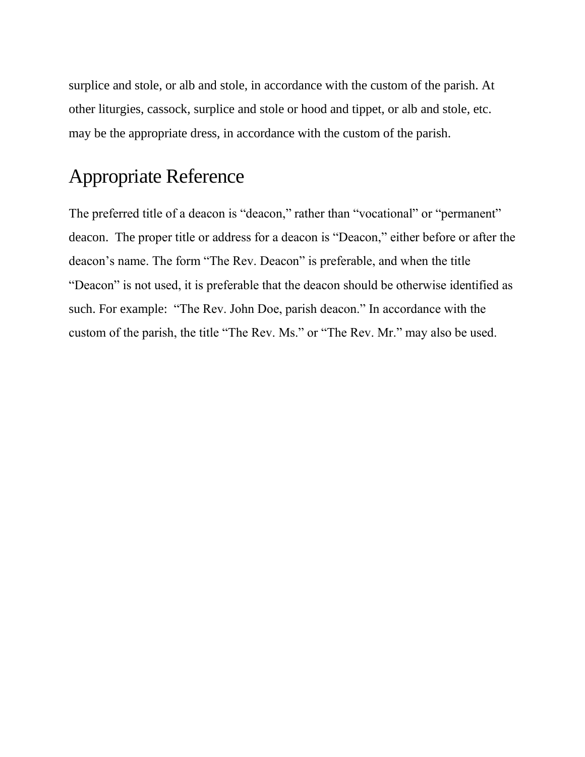surplice and stole, or alb and stole, in accordance with the custom of the parish. At other liturgies, cassock, surplice and stole or hood and tippet, or alb and stole, etc. may be the appropriate dress, in accordance with the custom of the parish.

## Appropriate Reference

The preferred title of a deacon is "deacon," rather than "vocational" or "permanent" deacon. The proper title or address for a deacon is "Deacon," either before or after the deacon's name. The form "The Rev. Deacon" is preferable, and when the title "Deacon" is not used, it is preferable that the deacon should be otherwise identified as such. For example: "The Rev. John Doe, parish deacon." In accordance with the custom of the parish, the title "The Rev. Ms." or "The Rev. Mr." may also be used.